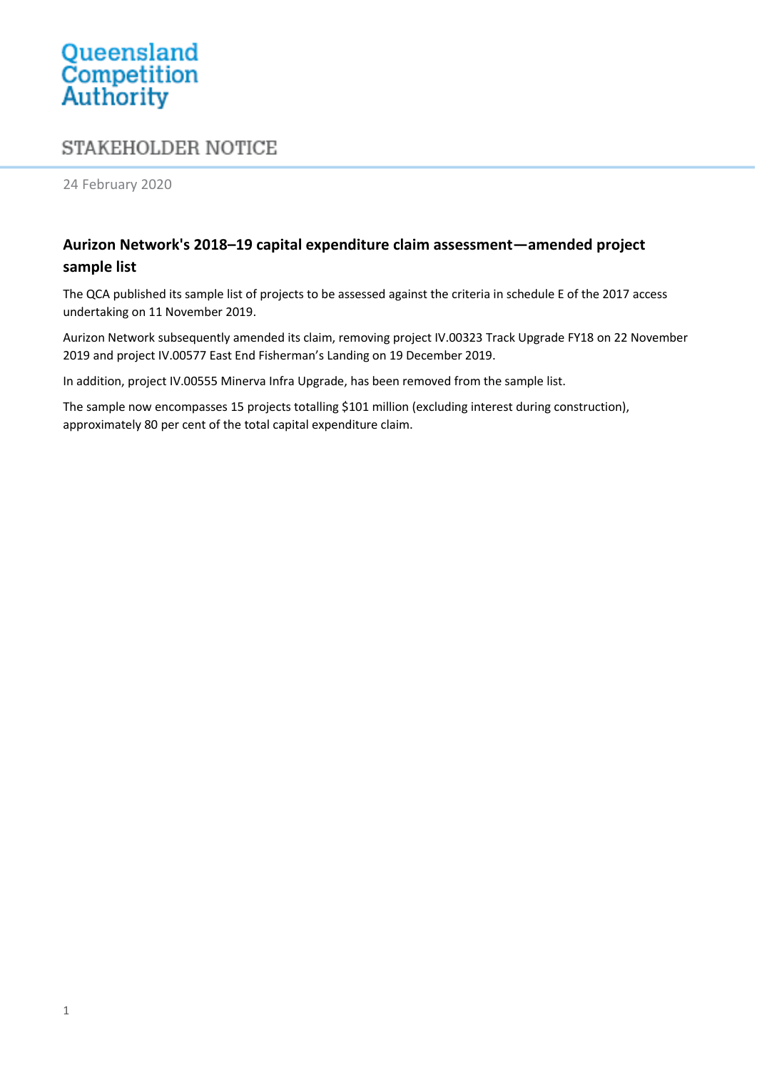Queensland Competition Authority

STAKEHOLDER NOTICE

24 February 2020

# Aurizon Network's 2018–19 capital expenditure claim assessment—amended project sample list

The QCA published its sample list of projects to be assessed against the criteria in schedule E of the 2017 access undertaking on 11 November 2019.

Aurizon Network subsequently amended its claim, removing project IV.00323 Track Upgrade FY18 on 22 November 2019 and project IV.00577 East End Fisherman's Landing on 19 December 2019.

In addition, project IV.00555 Minerva Infra Upgrade, has been removed from the sample list.

The sample now encompasses 15 projects totalling $101 million (excluding interest during construction), approximately 80 per cent of the total capital expenditure claim.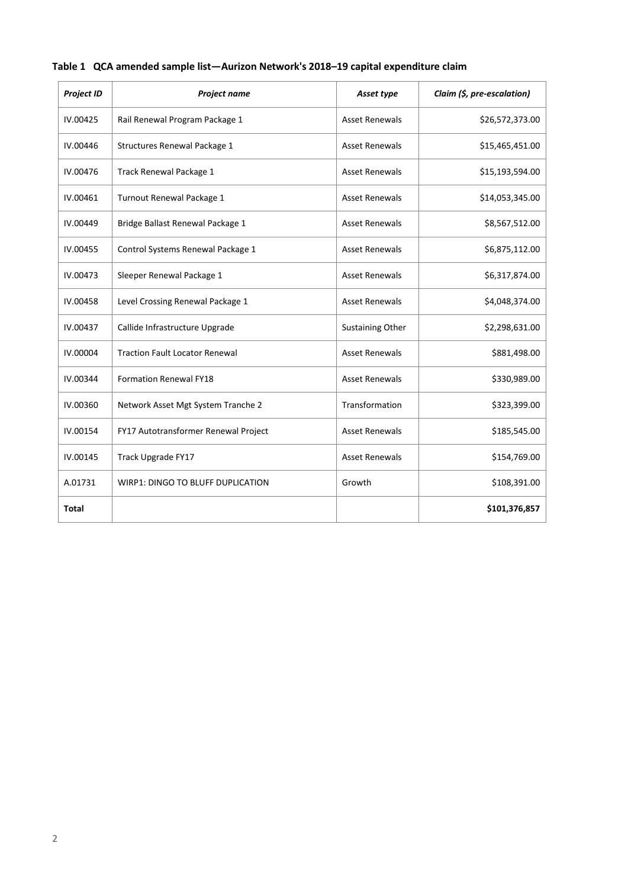**Table 1 QCA amended sample list—Aurizon Network's 2018–19 capital expenditure claim**

| *Project ID* | *Project name* | *Asset type* | *Claim ($, pre-escalation)* |
|---|---|---|---|
| IV.00425 | Rail Renewal Program Package 1 | Asset Renewals | $26,572,373.00 |
| IV.00446 | Structures Renewal Package 1 | Asset Renewals | $15,465,451.00 |
| IV.00476 | Track Renewal Package 1 | Asset Renewals | $15,193,594.00 |
| IV.00461 | Turnout Renewal Package 1 | Asset Renewals | $14,053,345.00 |
| IV.00449 | Bridge Ballast Renewal Package 1 | Asset Renewals | $8,567,512.00 |
| IV.00455 | Control Systems Renewal Package 1 | Asset Renewals | $6,875,112.00 |
| IV.00473 | Sleeper Renewal Package 1 | Asset Renewals | $6,317,874.00 |
| IV.00458 | Level Crossing Renewal Package 1 | Asset Renewals | $4,048,374.00 |
| IV.00437 | Callide Infrastructure Upgrade | Sustaining Other | $2,298,631.00 |
| IV.00004 | Traction Fault Locator Renewal | Asset Renewals | $881,498.00 |
| IV.00344 | Formation Renewal FY18 | Asset Renewals | $330,989.00 |
| IV.00360 | Network Asset Mgt System Tranche 2 | Transformation | $323,399.00 |
| IV.00154 | FY17 Autotransformer Renewal Project | Asset Renewals | $185,545.00 |
| IV.00145 | Track Upgrade FY17 | Asset Renewals | $154,769.00 |
| A.01731 | WIRP1: DINGO TO BLUFF DUPLICATION | Growth | $108,391.00 |
| **Total** | | | **$101,376,857** |